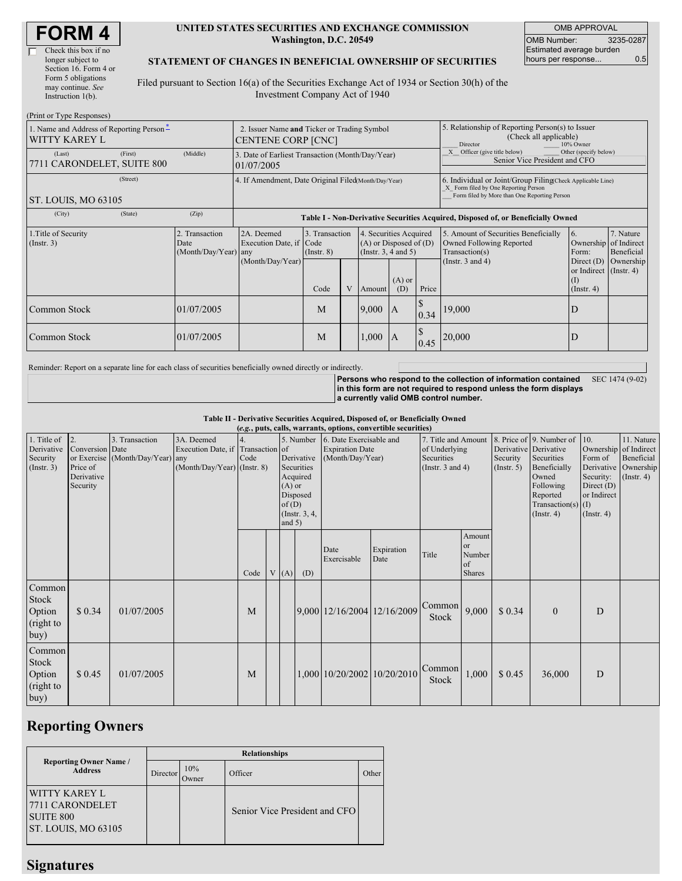# FORM 4

☐ Check this box if no longer subject to Section 16. Form 4 or Form 5 obligations may continue. *See* Instruction 1(b).

**UNITED STATES SECURITIES AND EXCHANGE COMMISSION**
**Washington, D.C. 20549**

**STATEMENT OF CHANGES IN BENEFICIAL OWNERSHIP OF SECURITIES**

Filed pursuant to Section 16(a) of the Securities Exchange Act of 1934 or Section 30(h) of the Investment Company Act of 1940

| OMB APPROVAL | |
|---|---|
| OMB Number: | 3235-0287 |
| Estimated average burden hours per response... | 0.5 |

(Print or Type Responses)

| 1. Name and Address of Reporting Person* | 2. Issuer Name and Ticker or Trading Symbol | 5. Relationship of Reporting Person(s) to Issuer (Check all applicable) |
|---|---|---|
| WITTY KAREY L | CENTENE CORP [CNC] | ___ Director ___ 10% Owner |
| (Last) (First) (Middle) 7711 CARONDELET, SUITE 800 | 3. Date of Earliest Transaction (Month/Day/Year) 01/07/2005 | _X_ Officer (give title below) ___ Other (specify below) Senior Vice President and CFO |
| (Street) ST. LOUIS, MO 63105 | 4. If Amendment, Date Original Filed(Month/Day/Year) | 6. Individual or Joint/Group Filing(Check Applicable Line) _X_ Form filed by One Reporting Person ___ Form filed by More than One Reporting Person |
| (City) (State) (Zip) | | |

**Table I - Non-Derivative Securities Acquired, Disposed of, or Beneficially Owned**

| 1.Title of Security (Instr. 3) | 2. Transaction Date (Month/Day/Year) | 2A. Deemed Execution Date, if any (Month/Day/Year) | 3. Transaction Code (Instr. 8) | | 4. Securities Acquired (A) or Disposed of (D) (Instr. 3, 4 and 5) | | | 5. Amount of Securities Beneficially Owned Following Reported Transaction(s) (Instr. 3 and 4) | 6. Ownership Form: Direct (D) or Indirect (I) (Instr. 4) | 7. Nature of Indirect Beneficial Ownership (Instr. 4) |
|---|---|---|---|---|---|---|---|---|---|---|
| | | | Code | V | Amount | (A) or (D) | Price | | | |
| Common Stock | 01/07/2005 | | M | | 9,000 | A | $ 0.34 | 19,000 | D | |
| Common Stock | 01/07/2005 | | M | | 1,000 | A | $ 0.45 | 20,000 | D | |

Reminder: Report on a separate line for each class of securities beneficially owned directly or indirectly.

**Persons who respond to the collection of information contained in this form are not required to respond unless the form displays a currently valid OMB control number.** SEC 1474 (9-02)

**Table II - Derivative Securities Acquired, Disposed of, or Beneficially Owned**
**(*e.g.*, puts, calls, warrants, options, convertible securities)**

| 1. Title of Derivative Security (Instr. 3) | 2. Conversion or Exercise Price of Derivative Security | 3. Transaction Date (Month/Day/Year) | 3A. Deemed Execution Date, if any (Month/Day/Year) | 4. Transaction Code (Instr. 8) | | 5. Number of Derivative Securities Acquired (A) or Disposed of (D) (Instr. 3, 4, and 5) | | 6. Date Exercisable and Expiration Date (Month/Day/Year) | | 7. Title and Amount of Underlying Securities (Instr. 3 and 4) | | 8. Price of Derivative Security (Instr. 5) | 9. Number of Derivative Securities Beneficially Owned Following Reported Transaction(s) (Instr. 4) | 10. Ownership Form of Derivative Security: Direct (D) or Indirect (I) (Instr. 4) | 11. Nature of Indirect Beneficial Ownership (Instr. 4) |
|---|---|---|---|---|---|---|---|---|---|---|---|---|---|---|---|
| | | | | Code | V | (A) | (D) | Date Exercisable | Expiration Date | Title | Amount or Number of Shares | | | | |
| Common Stock Option (right to buy) | $ 0.34 | 01/07/2005 | | M | | | 9,000 | 12/16/2004 | 12/16/2009 | Common Stock | 9,000 | $ 0.34 | 0 | D | |
| Common Stock Option (right to buy) | $ 0.45 | 01/07/2005 | | M | | | 1,000 | 10/20/2002 | 10/20/2010 | Common Stock | 1,000 | $ 0.45 | 36,000 | D | |

## Reporting Owners

| Reporting Owner Name / Address | Relationships | | | |
|---|---|---|---|---|
| | Director | 10% Owner | Officer | Other |
| WITTY KAREY L 7711 CARONDELET SUITE 800 ST. LOUIS, MO 63105 | | | Senior Vice President and CFO | |

## Signatures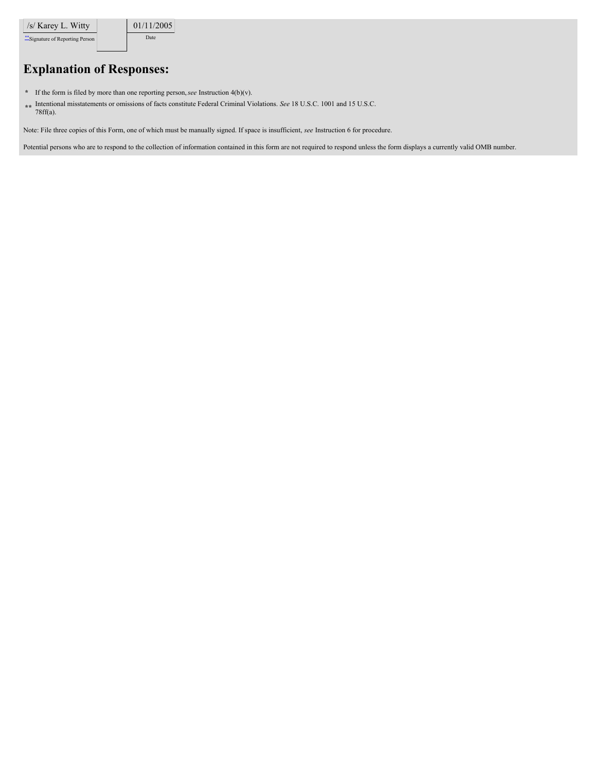| | | |
|---|---|---|
| /s/ Karey L. Witty | | 01/11/2005 |
| ** Signature of Reporting Person | | Date |

## Explanation of Responses:

\* If the form is filed by more than one reporting person, *see* Instruction 4(b)(v).

** Intentional misstatements or omissions of facts constitute Federal Criminal Violations. *See* 18 U.S.C. 1001 and 15 U.S.C. 78ff(a).

Note: File three copies of this Form, one of which must be manually signed. If space is insufficient, *see* Instruction 6 for procedure.

Potential persons who are to respond to the collection of information contained in this form are not required to respond unless the form displays a currently valid OMB number.